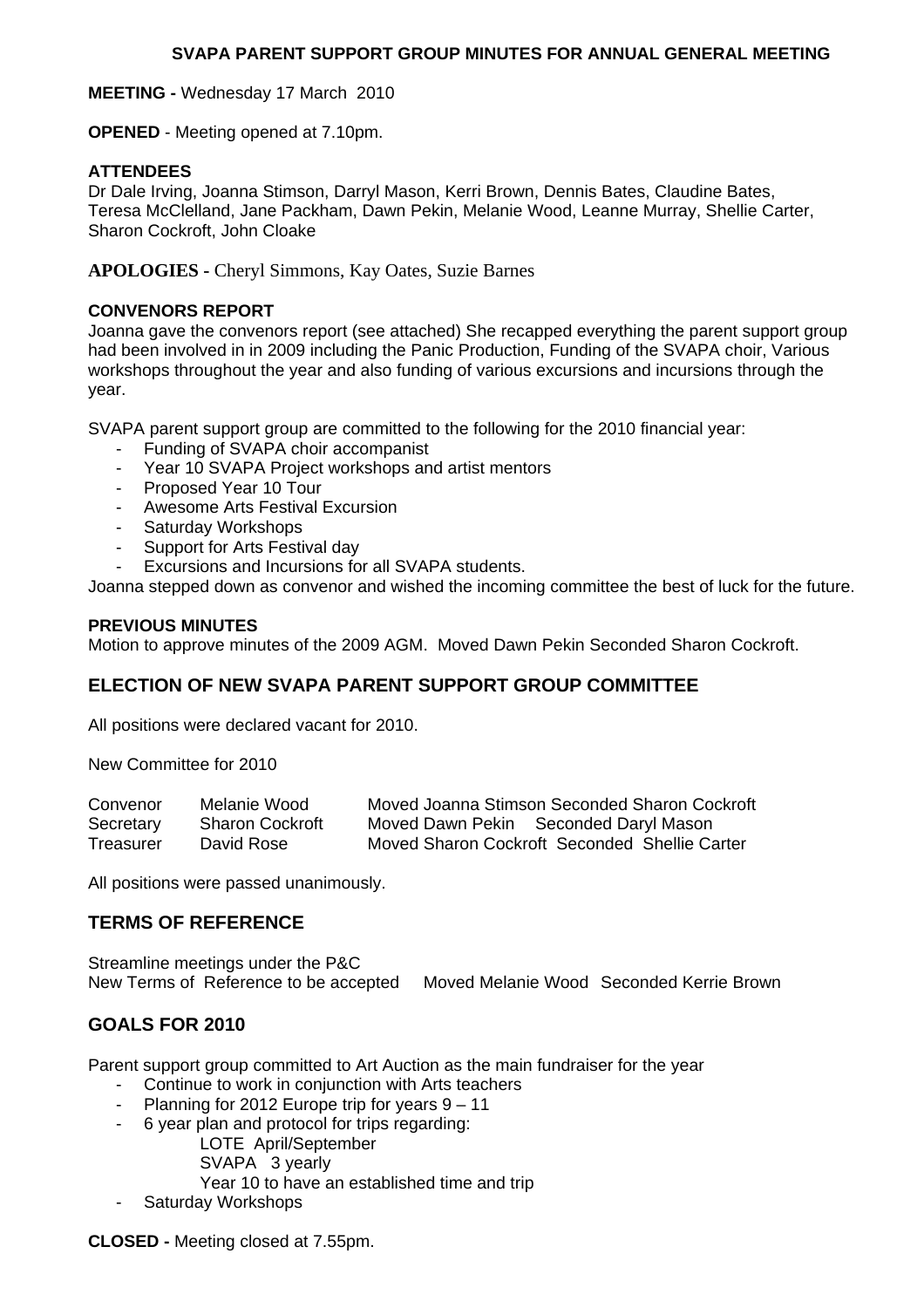# SVAPA PARENT SUPPORT GROUP MINUTES FOR ANNUAL GENERAL MEETING

**MEETING -** Wednesday 17 March 2010

**OPENED** - Meeting opened at 7.10pm.

**ATTENDEES**
Dr Dale Irving, Joanna Stimson, Darryl Mason, Kerri Brown, Dennis Bates, Claudine Bates, Teresa McClelland, Jane Packham, Dawn Pekin, Melanie Wood, Leanne Murray, Shellie Carter, Sharon Cockroft, John Cloake

**APOLOGIES -** Cheryl Simmons, Kay Oates, Suzie Barnes

**CONVENORS REPORT**
Joanna gave the convenors report (see attached) She recapped everything the parent support group had been involved in in 2009 including the Panic Production, Funding of the SVAPA choir, Various workshops throughout the year and also funding of various excursions and incursions through the year.

SVAPA parent support group are committed to the following for the 2010 financial year:

- Funding of SVAPA choir accompanist
- Year 10 SVAPA Project workshops and artist mentors
- Proposed Year 10 Tour
- Awesome Arts Festival Excursion
- Saturday Workshops
- Support for Arts Festival day
- Excursions and Incursions for all SVAPA students.

Joanna stepped down as convenor and wished the incoming committee the best of luck for the future.

**PREVIOUS MINUTES**
Motion to approve minutes of the 2009 AGM. Moved Dawn Pekin Seconded Sharon Cockroft.

## ELECTION OF NEW SVAPA PARENT SUPPORT GROUP COMMITTEE

All positions were declared vacant for 2010.

New Committee for 2010

| | | |
|---|---|---|
| Convenor | Melanie Wood | Moved Joanna Stimson Seconded Sharon Cockroft |
| Secretary | Sharon Cockroft | Moved Dawn Pekin Seconded Daryl Mason |
| Treasurer | David Rose | Moved Sharon Cockroft Seconded Shellie Carter |

All positions were passed unanimously.

## TERMS OF REFERENCE

Streamline meetings under the P&C
New Terms of Reference to be accepted Moved Melanie Wood Seconded Kerrie Brown

## GOALS FOR 2010

Parent support group committed to Art Auction as the main fundraiser for the year

- Continue to work in conjunction with Arts teachers
- Planning for 2012 Europe trip for years 9 – 11
- 6 year plan and protocol for trips regarding:
  - LOTE April/September
  - SVAPA 3 yearly
  - Year 10 to have an established time and trip
- Saturday Workshops

**CLOSED -** Meeting closed at 7.55pm.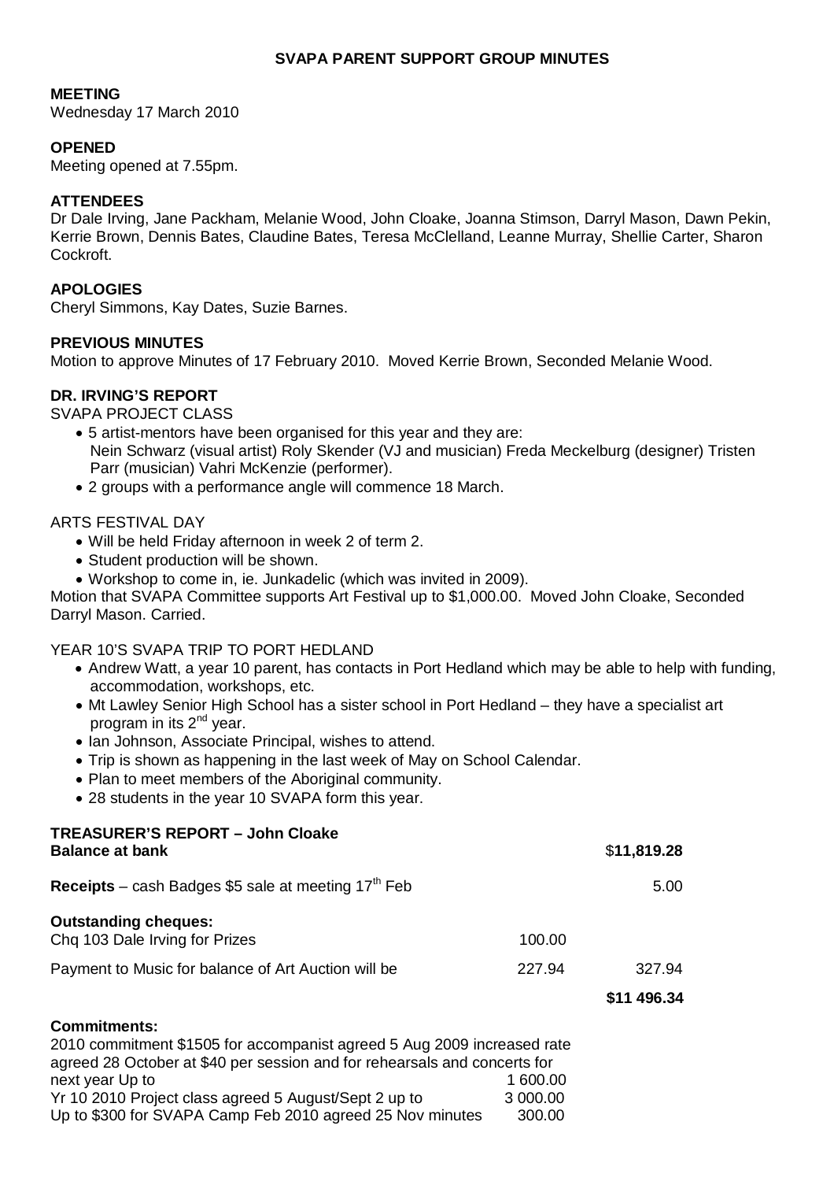**SVAPA PARENT SUPPORT GROUP MINUTES**

**MEETING**
Wednesday 17 March 2010

**OPENED**
Meeting opened at 7.55pm.

**ATTENDEES**
Dr Dale Irving, Jane Packham, Melanie Wood, John Cloake, Joanna Stimson, Darryl Mason, Dawn Pekin, Kerrie Brown, Dennis Bates, Claudine Bates, Teresa McClelland, Leanne Murray, Shellie Carter, Sharon Cockroft.

**APOLOGIES**
Cheryl Simmons, Kay Dates, Suzie Barnes.

**PREVIOUS MINUTES**
Motion to approve Minutes of 17 February 2010. Moved Kerrie Brown, Seconded Melanie Wood.

**DR. IRVING'S REPORT**

SVAPA PROJECT CLASS

- 5 artist-mentors have been organised for this year and they are: Nein Schwarz (visual artist) Roly Skender (VJ and musician) Freda Meckelburg (designer) Tristen Parr (musician) Vahri McKenzie (performer).
- 2 groups with a performance angle will commence 18 March.

ARTS FESTIVAL DAY

- Will be held Friday afternoon in week 2 of term 2.
- Student production will be shown.
- Workshop to come in, ie. Junkadelic (which was invited in 2009).

Motion that SVAPA Committee supports Art Festival up to $1,000.00. Moved John Cloake, Seconded Darryl Mason. Carried.

YEAR 10'S SVAPA TRIP TO PORT HEDLAND

- Andrew Watt, a year 10 parent, has contacts in Port Hedland which may be able to help with funding, accommodation, workshops, etc.
- Mt Lawley Senior High School has a sister school in Port Hedland – they have a specialist art program in its 2nd year.
- Ian Johnson, Associate Principal, wishes to attend.
- Trip is shown as happening in the last week of May on School Calendar.
- Plan to meet members of the Aboriginal community.
- 28 students in the year 10 SVAPA form this year.

**TREASURER'S REPORT – John Cloake**

| | | |
|---|---|---|
| **Balance at bank** | | $**11,819.28** |
| **Receipts** – cash Badges $5 sale at meeting 17th Feb | | 5.00 |
| **Outstanding cheques:** | | |
| Chq 103 Dale Irving for Prizes | 100.00 | |
| Payment to Music for balance of Art Auction will be | 227.94 | 327.94 |
| | | **$11 496.34** |

**Commitments:**

| | |
|---|---|
| 2010 commitment $1505 for accompanist agreed 5 Aug 2009 increased rate agreed 28 October at $40 per session and for rehearsals and concerts for next year Up to | 1 600.00 |
| Yr 10 2010 Project class agreed 5 August/Sept 2 up to | 3 000.00 |
| Up to $300 for SVAPA Camp Feb 2010 agreed 25 Nov minutes | 300.00 |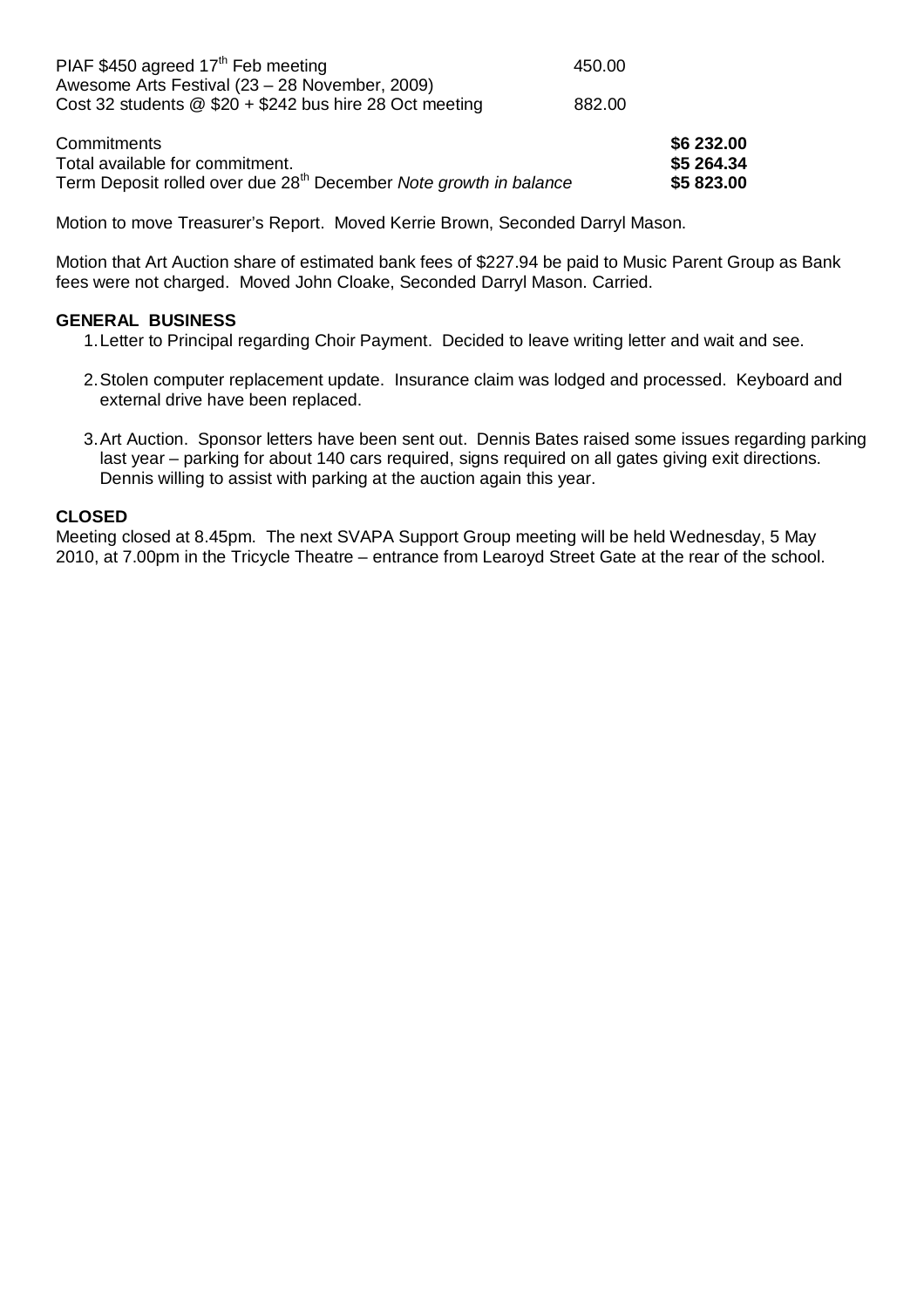| | | |
|---|---|---|
| PIAF \$450 agreed 17th Feb meeting | 450.00 | |
| Awesome Arts Festival (23 – 28 November, 2009) Cost 32 students @ \$20 + \$242 bus hire 28 Oct meeting | 882.00 | |
| Commitments | | **\$6 232.00** |
| Total available for commitment. | | **\$5 264.34** |
| Term Deposit rolled over due 28th December *Note growth in balance* | | **\$5 823.00** |

Motion to move Treasurer's Report. Moved Kerrie Brown, Seconded Darryl Mason.

Motion that Art Auction share of estimated bank fees of \$227.94 be paid to Music Parent Group as Bank fees were not charged. Moved John Cloake, Seconded Darryl Mason. Carried.

**GENERAL BUSINESS**

1. Letter to Principal regarding Choir Payment. Decided to leave writing letter and wait and see.
2. Stolen computer replacement update. Insurance claim was lodged and processed. Keyboard and external drive have been replaced.
3. Art Auction. Sponsor letters have been sent out. Dennis Bates raised some issues regarding parking last year – parking for about 140 cars required, signs required on all gates giving exit directions. Dennis willing to assist with parking at the auction again this year.

**CLOSED**

Meeting closed at 8.45pm. The next SVAPA Support Group meeting will be held Wednesday, 5 May 2010, at 7.00pm in the Tricycle Theatre – entrance from Learoyd Street Gate at the rear of the school.